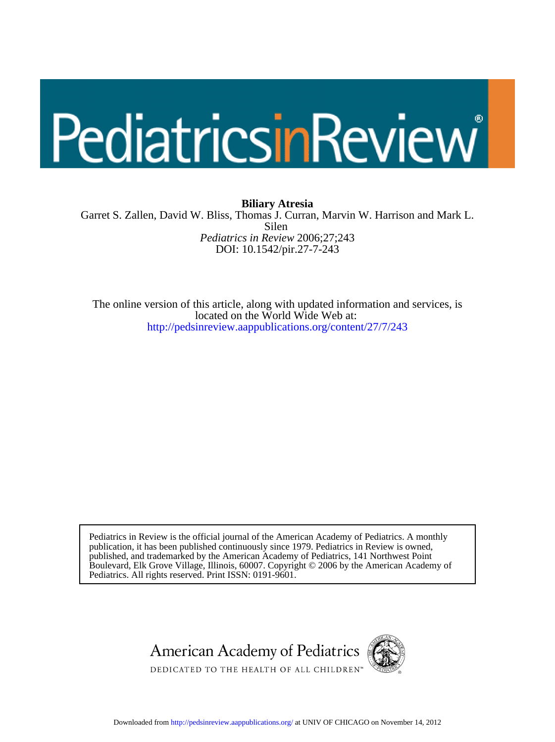# PediatricsinReview®

**Biliary Atresia**

Garret S. Zallen, David W. Bliss, Thomas J. Curran, Marvin W. Harrison and Mark L. Silen

*Pediatrics in Review* 2006;27;243

DOI: 10.1542/pir.27-7-243

The online version of this article, along with updated information and services, is located on the World Wide Web at:

http://pedsinreview.aappublications.org/content/27/7/243

Pediatrics in Review is the official journal of the American Academy of Pediatrics. A monthly publication, it has been published continuously since 1979. Pediatrics in Review is owned, published, and trademarked by the American Academy of Pediatrics, 141 Northwest Point Boulevard, Elk Grove Village, Illinois, 60007. Copyright © 2006 by the American Academy of Pediatrics. All rights reserved. Print ISSN: 0191-9601.

American Academy of Pediatrics

DEDICATED TO THE HEALTH OF ALL CHILDREN™

Downloaded from http://pedsinreview.aappublications.org/ at UNIV OF CHICAGO on November 14, 2012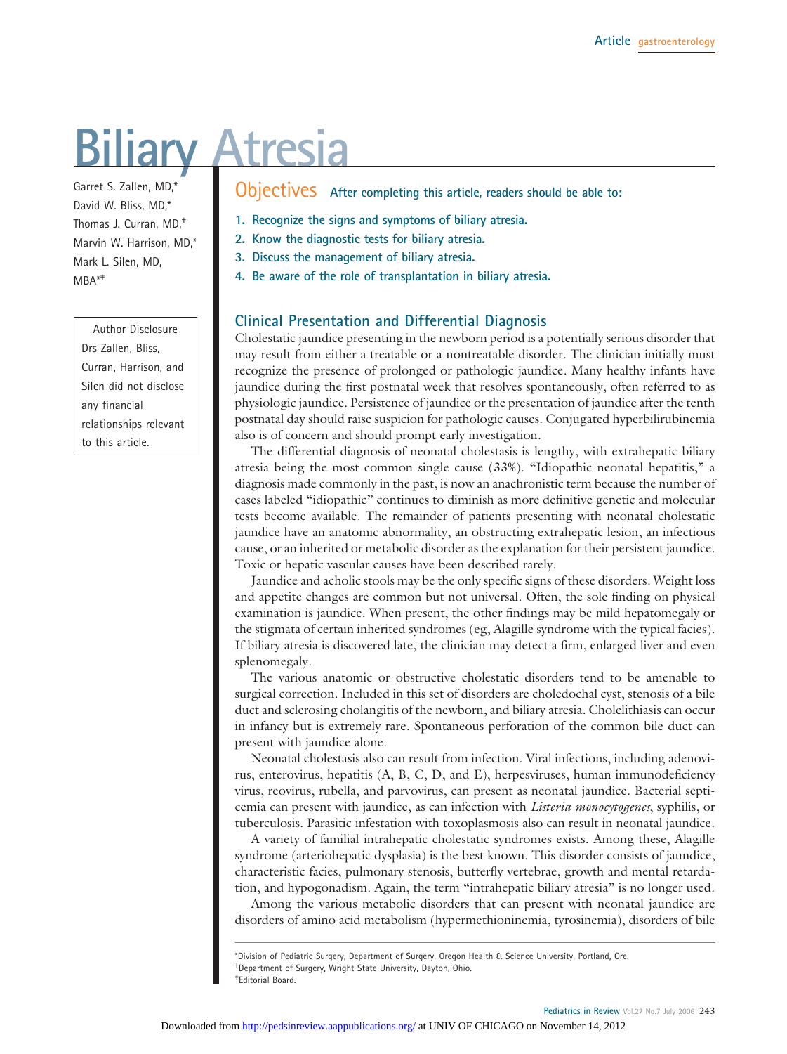# Biliary Atresia

Garret S. Zallen, MD,*
David W. Bliss, MD,*
Thomas J. Curran, MD,†
Marvin W. Harrison, MD,*
Mark L. Silen, MD, MBA*‡

Author Disclosure
Drs Zallen, Bliss, Curran, Harrison, and Silen did not disclose any financial relationships relevant to this article.

## Objectives

**After completing this article, readers should be able to:**

1. Recognize the signs and symptoms of biliary atresia.
2. Know the diagnostic tests for biliary atresia.
3. Discuss the management of biliary atresia.
4. Be aware of the role of transplantation in biliary atresia.

## Clinical Presentation and Differential Diagnosis

Cholestatic jaundice presenting in the newborn period is a potentially serious disorder that may result from either a treatable or a nontreatable disorder. The clinician initially must recognize the presence of prolonged or pathologic jaundice. Many healthy infants have jaundice during the first postnatal week that resolves spontaneously, often referred to as physiologic jaundice. Persistence of jaundice or the presentation of jaundice after the tenth postnatal day should raise suspicion for pathologic causes. Conjugated hyperbilirubinemia also is of concern and should prompt early investigation.

The differential diagnosis of neonatal cholestasis is lengthy, with extrahepatic biliary atresia being the most common single cause (33%). "Idiopathic neonatal hepatitis," a diagnosis made commonly in the past, is now an anachronistic term because the number of cases labeled "idiopathic" continues to diminish as more definitive genetic and molecular tests become available. The remainder of patients presenting with neonatal cholestatic jaundice have an anatomic abnormality, an obstructing extrahepatic lesion, an infectious cause, or an inherited or metabolic disorder as the explanation for their persistent jaundice. Toxic or hepatic vascular causes have been described rarely.

Jaundice and acholic stools may be the only specific signs of these disorders. Weight loss and appetite changes are common but not universal. Often, the sole finding on physical examination is jaundice. When present, the other findings may be mild hepatomegaly or the stigmata of certain inherited syndromes (eg, Alagille syndrome with the typical facies). If biliary atresia is discovered late, the clinician may detect a firm, enlarged liver and even splenomegaly.

The various anatomic or obstructive cholestatic disorders tend to be amenable to surgical correction. Included in this set of disorders are choledochal cyst, stenosis of a bile duct and sclerosing cholangitis of the newborn, and biliary atresia. Cholelithiasis can occur in infancy but is extremely rare. Spontaneous perforation of the common bile duct can present with jaundice alone.

Neonatal cholestasis also can result from infection. Viral infections, including adenovirus, enterovirus, hepatitis (A, B, C, D, and E), herpesviruses, human immunodeficiency virus, reovirus, rubella, and parvovirus, can present as neonatal jaundice. Bacterial septicemia can present with jaundice, as can infection with *Listeria monocytogenes*, syphilis, or tuberculosis. Parasitic infestation with toxoplasmosis also can result in neonatal jaundice.

A variety of familial intrahepatic cholestatic syndromes exists. Among these, Alagille syndrome (arteriohepatic dysplasia) is the best known. This disorder consists of jaundice, characteristic facies, pulmonary stenosis, butterfly vertebrae, growth and mental retardation, and hypogonadism. Again, the term "intrahepatic biliary atresia" is no longer used.

Among the various metabolic disorders that can present with neonatal jaundice are disorders of amino acid metabolism (hypermethioninemia, tyrosinemia), disorders of bile

*Division of Pediatric Surgery, Department of Surgery, Oregon Health & Science University, Portland, Ore.
†Department of Surgery, Wright State University, Dayton, Ohio.
‡Editorial Board.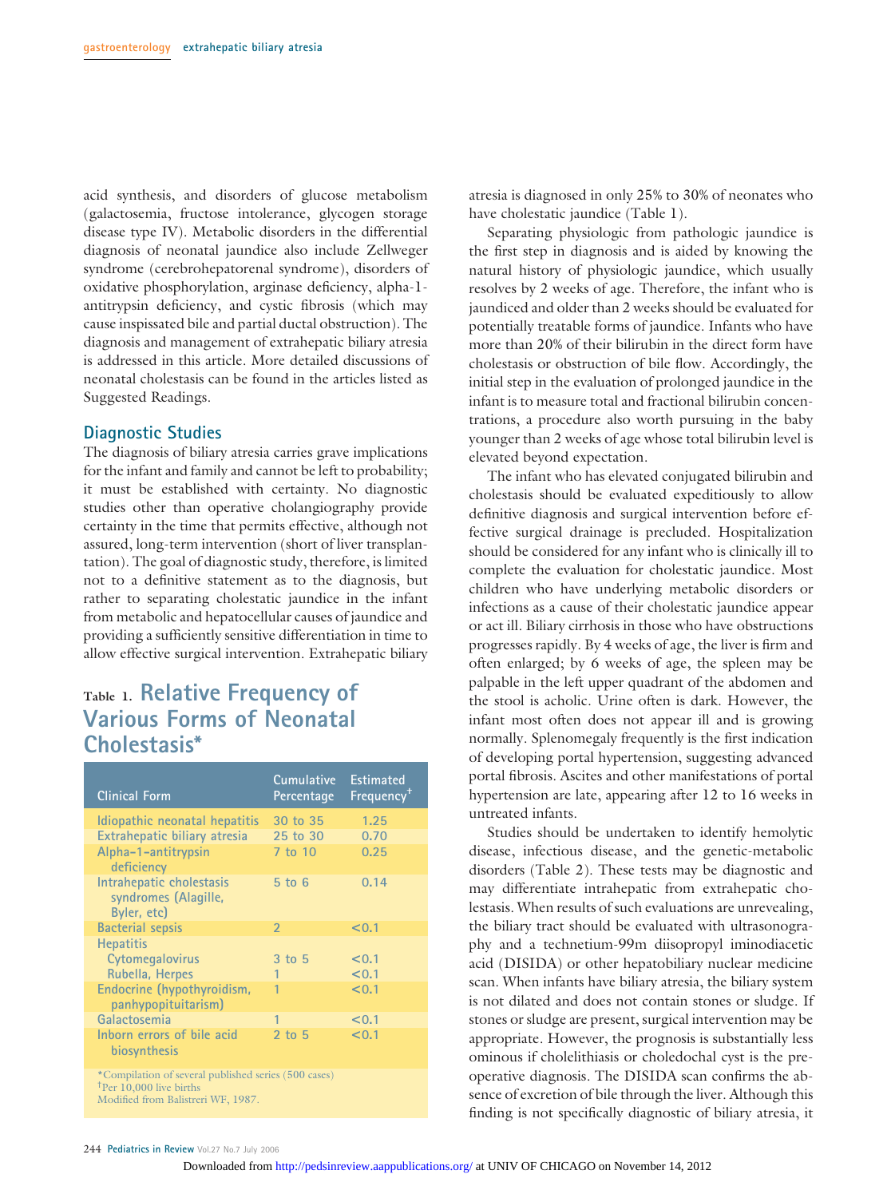acid synthesis, and disorders of glucose metabolism (galactosemia, fructose intolerance, glycogen storage disease type IV). Metabolic disorders in the differential diagnosis of neonatal jaundice also include Zellweger syndrome (cerebrohepatorenal syndrome), disorders of oxidative phosphorylation, arginase deficiency, alpha-1-antitrypsin deficiency, and cystic fibrosis (which may cause inspissated bile and partial ductal obstruction). The diagnosis and management of extrahepatic biliary atresia is addressed in this article. More detailed discussions of neonatal cholestasis can be found in the articles listed as Suggested Readings.

## Diagnostic Studies

The diagnosis of biliary atresia carries grave implications for the infant and family and cannot be left to probability; it must be established with certainty. No diagnostic studies other than operative cholangiography provide certainty in the time that permits effective, although not assured, long-term intervention (short of liver transplantation). The goal of diagnostic study, therefore, is limited not to a definitive statement as to the diagnosis, but rather to separating cholestatic jaundice in the infant from metabolic and hepatocellular causes of jaundice and providing a sufficiently sensitive differentiation in time to allow effective surgical intervention. Extrahepatic biliary atresia is diagnosed in only 25% to 30% of neonates who have cholestatic jaundice (Table 1).

**Table 1. Relative Frequency of Various Forms of Neonatal Cholestasis***

| Clinical Form | Cumulative Percentage | Estimated Frequency[†] |
|---|---|---|
| Idiopathic neonatal hepatitis | 30 to 35 | 1.25 |
| Extrahepatic biliary atresia | 25 to 30 | 0.70 |
| Alpha-1-antitrypsin deficiency | 7 to 10 | 0.25 |
| Intrahepatic cholestasis syndromes (Alagille, Byler, etc) | 5 to 6 | 0.14 |
| Bacterial sepsis | 2 | <0.1 |
| Hepatitis | | |
| Cytomegalovirus | 3 to 5 | <0.1 |
| Rubella, Herpes | 1 | <0.1 |
| Endocrine (hypothyroidism, panhypopituitarism) | 1 | <0.1 |
| Galactosemia | 1 | <0.1 |
| Inborn errors of bile acid biosynthesis | 2 to 5 | <0.1 |

*Compilation of several published series (500 cases)
[†]Per 10,000 live births
Modified from Balistreri WF, 1987.

Separating physiologic from pathologic jaundice is the first step in diagnosis and is aided by knowing the natural history of physiologic jaundice, which usually resolves by 2 weeks of age. Therefore, the infant who is jaundiced and older than 2 weeks should be evaluated for potentially treatable forms of jaundice. Infants who have more than 20% of their bilirubin in the direct form have cholestasis or obstruction of bile flow. Accordingly, the initial step in the evaluation of prolonged jaundice in the infant is to measure total and fractional bilirubin concentrations, a procedure also worth pursuing in the baby younger than 2 weeks of age whose total bilirubin level is elevated beyond expectation.

The infant who has elevated conjugated bilirubin and cholestasis should be evaluated expeditiously to allow definitive diagnosis and surgical intervention before effective surgical drainage is precluded. Hospitalization should be considered for any infant who is clinically ill to complete the evaluation for cholestatic jaundice. Most children who have underlying metabolic disorders or infections as a cause of their cholestatic jaundice appear or act ill. Biliary cirrhosis in those who have obstructions progresses rapidly. By 4 weeks of age, the liver is firm and often enlarged; by 6 weeks of age, the spleen may be palpable in the left upper quadrant of the abdomen and the stool is acholic. Urine often is dark. However, the infant most often does not appear ill and is growing normally. Splenomegaly frequently is the first indication of developing portal hypertension, suggesting advanced portal fibrosis. Ascites and other manifestations of portal hypertension are late, appearing after 12 to 16 weeks in untreated infants.

Studies should be undertaken to identify hemolytic disease, infectious disease, and the genetic-metabolic disorders (Table 2). These tests may be diagnostic and may differentiate intrahepatic from extrahepatic cholestasis. When results of such evaluations are unrevealing, the biliary tract should be evaluated with ultrasonography and a technetium-99m diisopropyl iminodiacetic acid (DISIDA) or other hepatobiliary nuclear medicine scan. When infants have biliary atresia, the biliary system is not dilated and does not contain stones or sludge. If stones or sludge are present, surgical intervention may be appropriate. However, the prognosis is substantially less ominous if cholelithiasis or choledochal cyst is the preoperative diagnosis. The DISIDA scan confirms the absence of excretion of bile through the liver. Although this finding is not specifically diagnostic of biliary atresia, it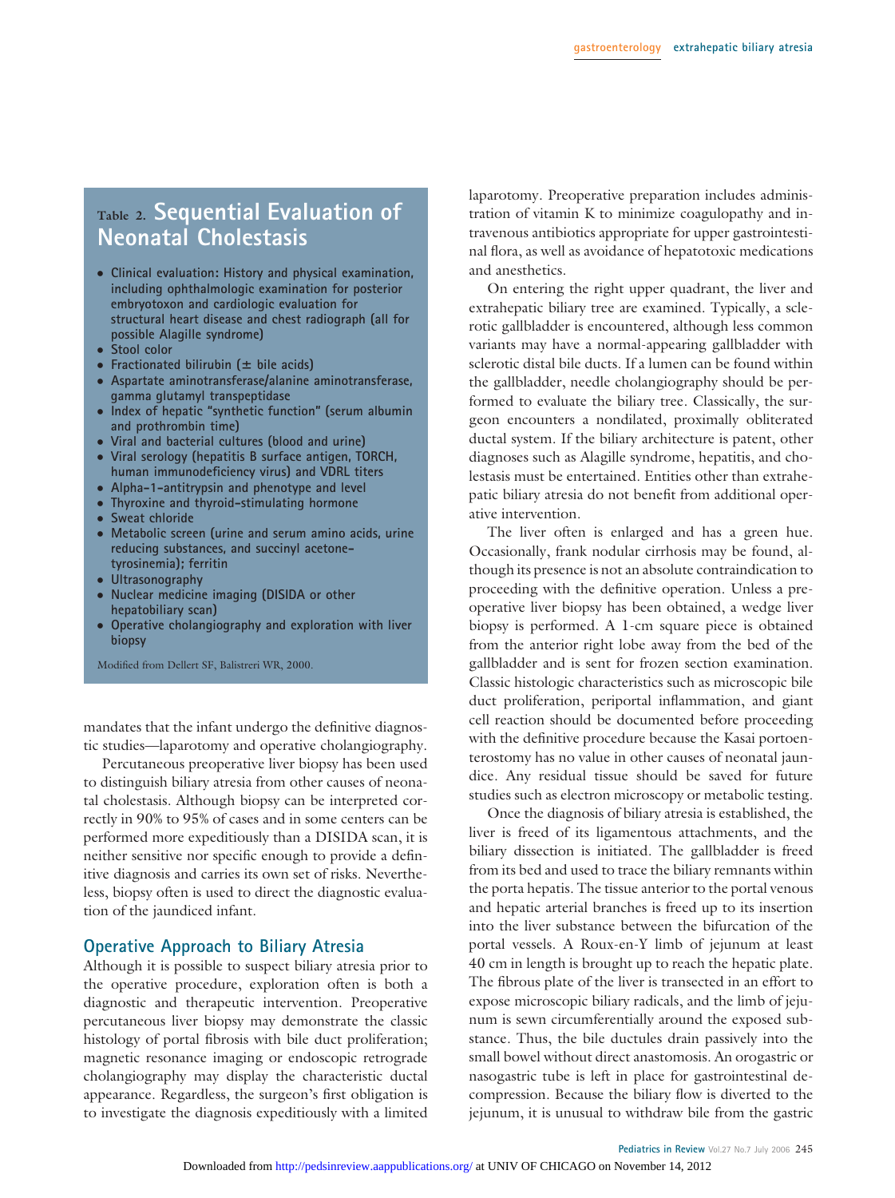**Table 2. Sequential Evaluation of Neonatal Cholestasis**

- Clinical evaluation: History and physical examination, including ophthalmologic examination for posterior embryotoxon and cardiologic evaluation for structural heart disease and chest radiograph (all for possible Alagille syndrome)
- Stool color
- Fractionated bilirubin (± bile acids)
- Aspartate aminotransferase/alanine aminotransferase, gamma glutamyl transpeptidase
- Index of hepatic "synthetic function" (serum albumin and prothrombin time)
- Viral and bacterial cultures (blood and urine)
- Viral serology (hepatitis B surface antigen, TORCH, human immunodeficiency virus) and VDRL titers
- Alpha-1-antitrypsin and phenotype and level
- Thyroxine and thyroid-stimulating hormone
- Sweat chloride
- Metabolic screen (urine and serum amino acids, urine reducing substances, and succinyl acetone-tyrosinemia); ferritin
- Ultrasonography
- Nuclear medicine imaging (DISIDA or other hepatobiliary scan)
- Operative cholangiography and exploration with liver biopsy

Modified from Dellert SF, Balistreri WR, 2000.

mandates that the infant undergo the definitive diagnostic studies—laparotomy and operative cholangiography.

Percutaneous preoperative liver biopsy has been used to distinguish biliary atresia from other causes of neonatal cholestasis. Although biopsy can be interpreted correctly in 90% to 95% of cases and in some centers can be performed more expeditiously than a DISIDA scan, it is neither sensitive nor specific enough to provide a definitive diagnosis and carries its own set of risks. Nevertheless, biopsy often is used to direct the diagnostic evaluation of the jaundiced infant.

## Operative Approach to Biliary Atresia

Although it is possible to suspect biliary atresia prior to the operative procedure, exploration often is both a diagnostic and therapeutic intervention. Preoperative percutaneous liver biopsy may demonstrate the classic histology of portal fibrosis with bile duct proliferation; magnetic resonance imaging or endoscopic retrograde cholangiography may display the characteristic ductal appearance. Regardless, the surgeon's first obligation is to investigate the diagnosis expeditiously with a limited laparotomy. Preoperative preparation includes administration of vitamin K to minimize coagulopathy and intravenous antibiotics appropriate for upper gastrointestinal flora, as well as avoidance of hepatotoxic medications and anesthetics.

On entering the right upper quadrant, the liver and extrahepatic biliary tree are examined. Typically, a sclerotic gallbladder is encountered, although less common variants may have a normal-appearing gallbladder with sclerotic distal bile ducts. If a lumen can be found within the gallbladder, needle cholangiography should be performed to evaluate the biliary tree. Classically, the surgeon encounters a nondilated, proximally obliterated ductal system. If the biliary architecture is patent, other diagnoses such as Alagille syndrome, hepatitis, and cholestasis must be entertained. Entities other than extrahepatic biliary atresia do not benefit from additional operative intervention.

The liver often is enlarged and has a green hue. Occasionally, frank nodular cirrhosis may be found, although its presence is not an absolute contraindication to proceeding with the definitive operation. Unless a preoperative liver biopsy has been obtained, a wedge liver biopsy is performed. A 1-cm square piece is obtained from the anterior right lobe away from the bed of the gallbladder and is sent for frozen section examination. Classic histologic characteristics such as microscopic bile duct proliferation, periportal inflammation, and giant cell reaction should be documented before proceeding with the definitive procedure because the Kasai portoenterostomy has no value in other causes of neonatal jaundice. Any residual tissue should be saved for future studies such as electron microscopy or metabolic testing.

Once the diagnosis of biliary atresia is established, the liver is freed of its ligamentous attachments, and the biliary dissection is initiated. The gallbladder is freed from its bed and used to trace the biliary remnants within the porta hepatis. The tissue anterior to the portal venous and hepatic arterial branches is freed up to its insertion into the liver substance between the bifurcation of the portal vessels. A Roux-en-Y limb of jejunum at least 40 cm in length is brought up to reach the hepatic plate. The fibrous plate of the liver is transected in an effort to expose microscopic biliary radicals, and the limb of jejunum is sewn circumferentially around the exposed substance. Thus, the bile ductules drain passively into the small bowel without direct anastomosis. An orogastric or nasogastric tube is left in place for gastrointestinal decompression. Because the biliary flow is diverted to the jejunum, it is unusual to withdraw bile from the gastric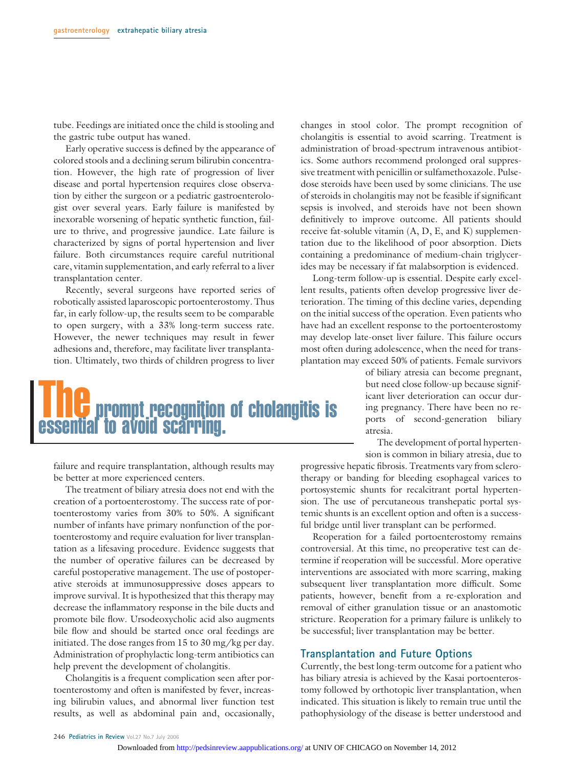tube. Feedings are initiated once the child is stooling and the gastric tube output has waned.

Early operative success is defined by the appearance of colored stools and a declining serum bilirubin concentration. However, the high rate of progression of liver disease and portal hypertension requires close observation by either the surgeon or a pediatric gastroenterologist over several years. Early failure is manifested by inexorable worsening of hepatic synthetic function, failure to thrive, and progressive jaundice. Late failure is characterized by signs of portal hypertension and liver failure. Both circumstances require careful nutritional care, vitamin supplementation, and early referral to a liver transplantation center.

Recently, several surgeons have reported series of robotically assisted laparoscopic portoenterostomy. Thus far, in early follow-up, the results seem to be comparable to open surgery, with a 33% long-term success rate. However, the newer techniques may result in fewer adhesions and, therefore, may facilitate liver transplantation. Ultimately, two thirds of children progress to liver failure and require transplantation, although results may be better at more experienced centers.

> **The prompt recognition of cholangitis is essential to avoid scarring.**

The treatment of biliary atresia does not end with the creation of a portoenterostomy. The success rate of portoenterostomy varies from 30% to 50%. A significant number of infants have primary nonfunction of the portoenterostomy and require evaluation for liver transplantation as a lifesaving procedure. Evidence suggests that the number of operative failures can be decreased by careful postoperative management. The use of postoperative steroids at immunosuppressive doses appears to improve survival. It is hypothesized that this therapy may decrease the inflammatory response in the bile ducts and promote bile flow. Ursodeoxycholic acid also augments bile flow and should be started once oral feedings are initiated. The dose ranges from 15 to 30 mg/kg per day. Administration of prophylactic long-term antibiotics can help prevent the development of cholangitis.

Cholangitis is a frequent complication seen after portoenterostomy and often is manifested by fever, increasing bilirubin values, and abnormal liver function test results, as well as abdominal pain and, occasionally, changes in stool color. The prompt recognition of cholangitis is essential to avoid scarring. Treatment is administration of broad-spectrum intravenous antibiotics. Some authors recommend prolonged oral suppressive treatment with penicillin or sulfamethoxazole. Pulse-dose steroids have been used by some clinicians. The use of steroids in cholangitis may not be feasible if significant sepsis is involved, and steroids have not been shown definitively to improve outcome. All patients should receive fat-soluble vitamin (A, D, E, and K) supplementation due to the likelihood of poor absorption. Diets containing a predominance of medium-chain triglycerides may be necessary if fat malabsorption is evidenced.

Long-term follow-up is essential. Despite early excellent results, patients often develop progressive liver deterioration. The timing of this decline varies, depending on the initial success of the operation. Even patients who have had an excellent response to the portoenterostomy may develop late-onset liver failure. This failure occurs most often during adolescence, when the need for transplantation may exceed 50% of patients. Female survivors of biliary atresia can become pregnant, but need close follow-up because significant liver deterioration can occur during pregnancy. There have been no reports of second-generation biliary atresia.

The development of portal hypertension is common in biliary atresia, due to progressive hepatic fibrosis. Treatments vary from sclerotherapy or banding for bleeding esophageal varices to portosystemic shunts for recalcitrant portal hypertension. The use of percutaneous transhepatic portal systemic shunts is an excellent option and often is a successful bridge until liver transplant can be performed.

Reoperation for a failed portoenterostomy remains controversial. At this time, no preoperative test can determine if reoperation will be successful. More operative interventions are associated with more scarring, making subsequent liver transplantation more difficult. Some patients, however, benefit from a re-exploration and removal of either granulation tissue or an anastomotic stricture. Reoperation for a primary failure is unlikely to be successful; liver transplantation may be better.

## Transplantation and Future Options

Currently, the best long-term outcome for a patient who has biliary atresia is achieved by the Kasai portoenterostomy followed by orthotopic liver transplantation, when indicated. This situation is likely to remain true until the pathophysiology of the disease is better understood and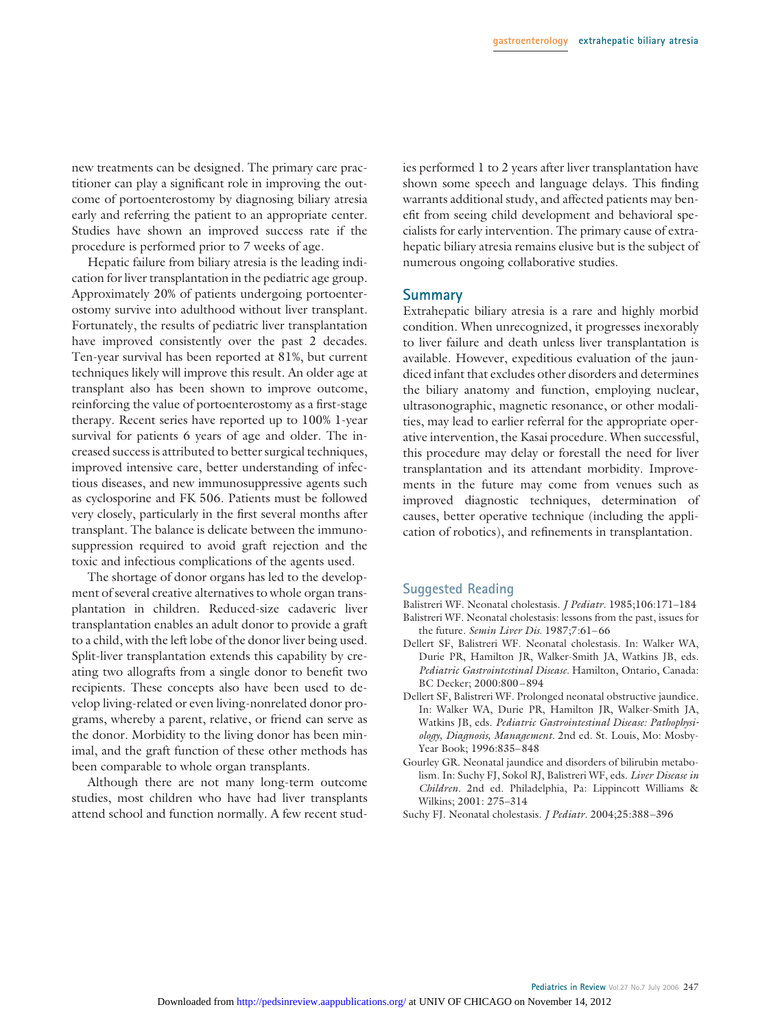new treatments can be designed. The primary care practitioner can play a significant role in improving the outcome of portoenterostomy by diagnosing biliary atresia early and referring the patient to an appropriate center. Studies have shown an improved success rate if the procedure is performed prior to 7 weeks of age.

Hepatic failure from biliary atresia is the leading indication for liver transplantation in the pediatric age group. Approximately 20% of patients undergoing portoenterostomy survive into adulthood without liver transplant. Fortunately, the results of pediatric liver transplantation have improved consistently over the past 2 decades. Ten-year survival has been reported at 81%, but current techniques likely will improve this result. An older age at transplant also has been shown to improve outcome, reinforcing the value of portoenterostomy as a first-stage therapy. Recent series have reported up to 100% 1-year survival for patients 6 years of age and older. The increased success is attributed to better surgical techniques, improved intensive care, better understanding of infectious diseases, and new immunosuppressive agents such as cyclosporine and FK 506. Patients must be followed very closely, particularly in the first several months after transplant. The balance is delicate between the immunosuppression required to avoid graft rejection and the toxic and infectious complications of the agents used.

The shortage of donor organs has led to the development of several creative alternatives to whole organ transplantation in children. Reduced-size cadaveric liver transplantation enables an adult donor to provide a graft to a child, with the left lobe of the donor liver being used. Split-liver transplantation extends this capability by creating two allografts from a single donor to benefit two recipients. These concepts also have been used to develop living-related or even living-nonrelated donor programs, whereby a parent, relative, or friend can serve as the donor. Morbidity to the living donor has been minimal, and the graft function of these other methods has been comparable to whole organ transplants.

Although there are not many long-term outcome studies, most children who have had liver transplants attend school and function normally. A few recent studies performed 1 to 2 years after liver transplantation have shown some speech and language delays. This finding warrants additional study, and affected patients may benefit from seeing child development and behavioral specialists for early intervention. The primary cause of extrahepatic biliary atresia remains elusive but is the subject of numerous ongoing collaborative studies.

## Summary

Extrahepatic biliary atresia is a rare and highly morbid condition. When unrecognized, it progresses inexorably to liver failure and death unless liver transplantation is available. However, expeditious evaluation of the jaundiced infant that excludes other disorders and determines the biliary anatomy and function, employing nuclear, ultrasonographic, magnetic resonance, or other modalities, may lead to earlier referral for the appropriate operative intervention, the Kasai procedure. When successful, this procedure may delay or forestall the need for liver transplantation and its attendant morbidity. Improvements in the future may come from venues such as improved diagnostic techniques, determination of causes, better operative technique (including the application of robotics), and refinements in transplantation.

## Suggested Reading

Balistreri WF. Neonatal cholestasis. *J Pediatr.* 1985;106:171–184

Balistreri WF. Neonatal cholestasis: lessons from the past, issues for the future. *Semin Liver Dis.* 1987;7:61–66

Dellert SF, Balistreri WF. Neonatal cholestasis. In: Walker WA, Durie PR, Hamilton JR, Walker-Smith JA, Watkins JB, eds. *Pediatric Gastrointestinal Disease.* Hamilton, Ontario, Canada: BC Decker; 2000:800–894

Dellert SF, Balistreri WF. Prolonged neonatal obstructive jaundice. In: Walker WA, Durie PR, Hamilton JR, Walker-Smith JA, Watkins JB, eds. *Pediatric Gastrointestinal Disease: Pathophysiology, Diagnosis, Management.* 2nd ed. St. Louis, Mo: Mosby-Year Book; 1996:835–848

Gourley GR. Neonatal jaundice and disorders of bilirubin metabolism. In: Suchy FJ, Sokol RJ, Balistreri WF, eds. *Liver Disease in Children.* 2nd ed. Philadelphia, Pa: Lippincott Williams & Wilkins; 2001: 275–314

Suchy FJ. Neonatal cholestasis. *J Pediatr.* 2004;25:388–396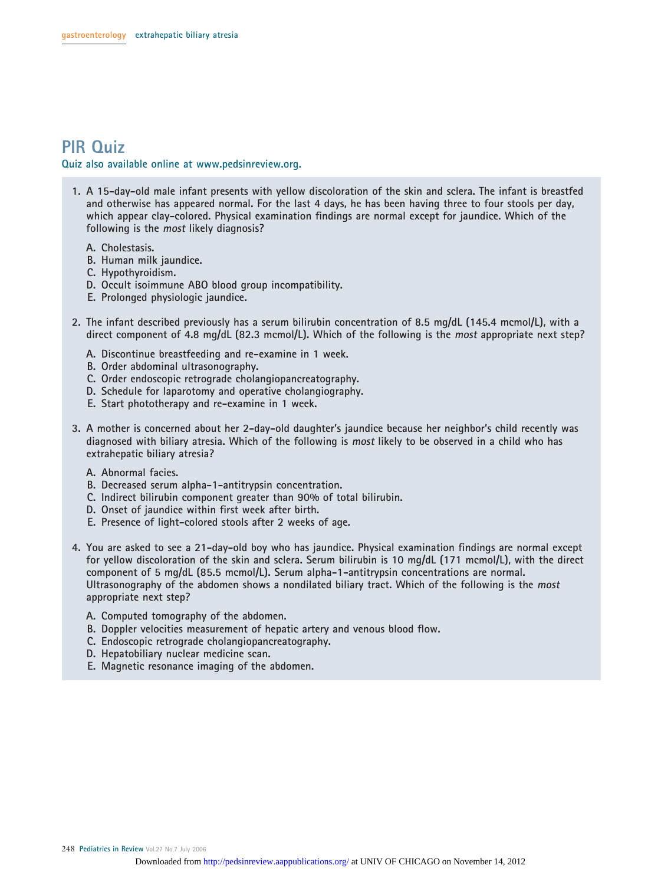## PIR Quiz

Quiz also available online at www.pedsinreview.org.

1. A 15-day-old male infant presents with yellow discoloration of the skin and sclera. The infant is breastfed and otherwise has appeared normal. For the last 4 days, he has been having three to four stools per day, which appear clay-colored. Physical examination findings are normal except for jaundice. Which of the following is the *most* likely diagnosis?

   A. Cholestasis.
   B. Human milk jaundice.
   C. Hypothyroidism.
   D. Occult isoimmune ABO blood group incompatibility.
   E. Prolonged physiologic jaundice.

2. The infant described previously has a serum bilirubin concentration of 8.5 mg/dL (145.4 mcmol/L), with a direct component of 4.8 mg/dL (82.3 mcmol/L). Which of the following is the *most* appropriate next step?

   A. Discontinue breastfeeding and re-examine in 1 week.
   B. Order abdominal ultrasonography.
   C. Order endoscopic retrograde cholangiopancreatography.
   D. Schedule for laparotomy and operative cholangiography.
   E. Start phototherapy and re-examine in 1 week.

3. A mother is concerned about her 2-day-old daughter's jaundice because her neighbor's child recently was diagnosed with biliary atresia. Which of the following is *most* likely to be observed in a child who has extrahepatic biliary atresia?

   A. Abnormal facies.
   B. Decreased serum alpha-1-antitrypsin concentration.
   C. Indirect bilirubin component greater than 90% of total bilirubin.
   D. Onset of jaundice within first week after birth.
   E. Presence of light-colored stools after 2 weeks of age.

4. You are asked to see a 21-day-old boy who has jaundice. Physical examination findings are normal except for yellow discoloration of the skin and sclera. Serum bilirubin is 10 mg/dL (171 mcmol/L), with the direct component of 5 mg/dL (85.5 mcmol/L). Serum alpha-1-antitrypsin concentrations are normal. Ultrasonography of the abdomen shows a nondilated biliary tract. Which of the following is the *most* appropriate next step?

   A. Computed tomography of the abdomen.
   B. Doppler velocities measurement of hepatic artery and venous blood flow.
   C. Endoscopic retrograde cholangiopancreatography.
   D. Hepatobiliary nuclear medicine scan.
   E. Magnetic resonance imaging of the abdomen.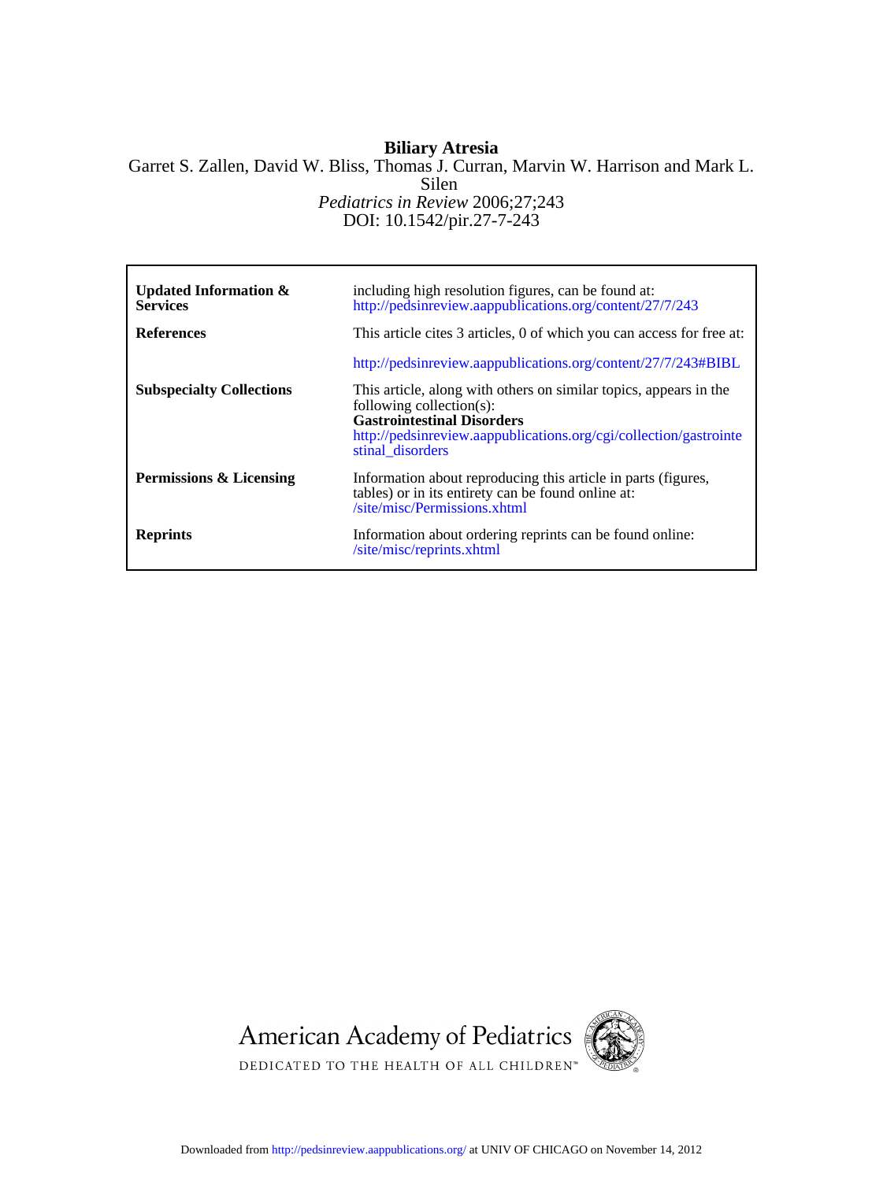**Biliary Atresia**

Garret S. Zallen, David W. Bliss, Thomas J. Curran, Marvin W. Harrison and Mark L. Silen

*Pediatrics in Review* 2006;27;243

DOI: 10.1542/pir.27-7-243

| | |
|---|---|
| **Updated Information & Services** | including high resolution figures, can be found at: http://pedsinreview.aappublications.org/content/27/7/243 |
| **References** | This article cites 3 articles, 0 of which you can access for free at: http://pedsinreview.aappublications.org/content/27/7/243#BIBL |
| **Subspecialty Collections** | This article, along with others on similar topics, appears in the following collection(s): **Gastrointestinal Disorders** http://pedsinreview.aappublications.org/cgi/collection/gastrointestinal_disorders |
| **Permissions & Licensing** | Information about reproducing this article in parts (figures, tables) or in its entirety can be found online at: /site/misc/Permissions.xhtml |
| **Reprints** | Information about ordering reprints can be found online: /site/misc/reprints.xhtml |

American Academy of Pediatrics

DEDICATED TO THE HEALTH OF ALL CHILDREN™

Downloaded from http://pedsinreview.aappublications.org/ at UNIV OF CHICAGO on November 14, 2012